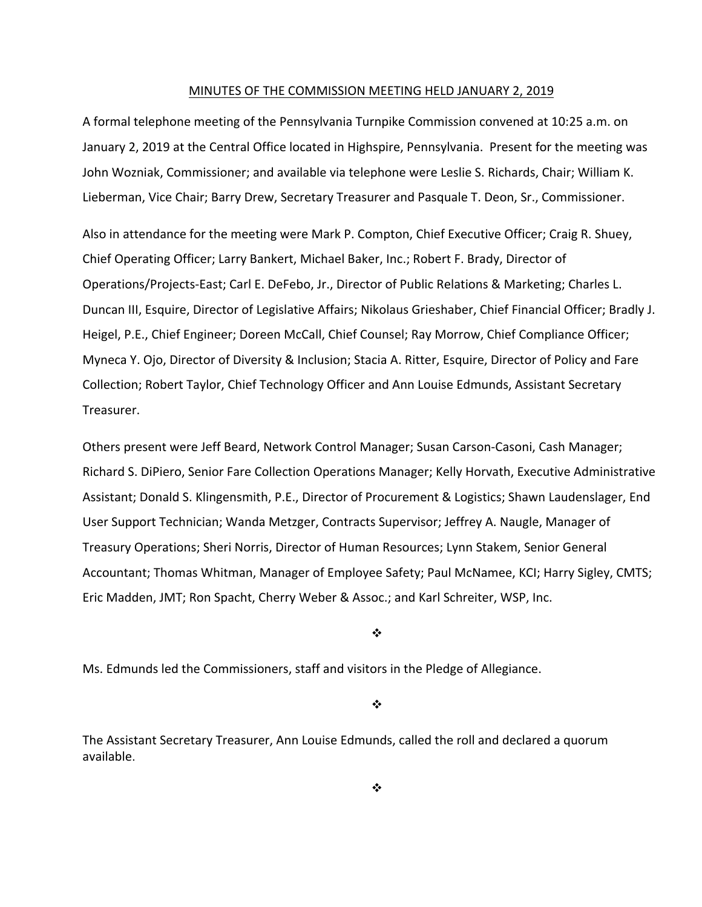MINUTES OF THE COMMISSION MEETING HELD JANUARY 2, 2019

A formal telephone meeting of the Pennsylvania Turnpike Commission convened at 10:25 a.m. on January 2, 2019 at the Central Office located in Highspire, Pennsylvania. Present for the meeting was John Wozniak, Commissioner; and available via telephone were Leslie S. Richards, Chair; William K. Lieberman, Vice Chair; Barry Drew, Secretary Treasurer and Pasquale T. Deon, Sr., Commissioner.

Also in attendance for the meeting were Mark P. Compton, Chief Executive Officer; Craig R. Shuey, Chief Operating Officer; Larry Bankert, Michael Baker, Inc.; Robert F. Brady, Director of Operations/Projects-East; Carl E. DeFebo, Jr., Director of Public Relations & Marketing; Charles L. Duncan III, Esquire, Director of Legislative Affairs; Nikolaus Grieshaber, Chief Financial Officer; Bradly J. Heigel, P.E., Chief Engineer; Doreen McCall, Chief Counsel; Ray Morrow, Chief Compliance Officer; Myneca Y. Ojo, Director of Diversity & Inclusion; Stacia A. Ritter, Esquire, Director of Policy and Fare Collection; Robert Taylor, Chief Technology Officer and Ann Louise Edmunds, Assistant Secretary Treasurer.

Others present were Jeff Beard, Network Control Manager; Susan Carson-Casoni, Cash Manager; Richard S. DiPiero, Senior Fare Collection Operations Manager; Kelly Horvath, Executive Administrative Assistant; Donald S. Klingensmith, P.E., Director of Procurement & Logistics; Shawn Laudenslager, End User Support Technician; Wanda Metzger, Contracts Supervisor; Jeffrey A. Naugle, Manager of Treasury Operations; Sheri Norris, Director of Human Resources; Lynn Stakem, Senior General Accountant; Thomas Whitman, Manager of Employee Safety; Paul McNamee, KCI; Harry Sigley, CMTS; Eric Madden, JMT; Ron Spacht, Cherry Weber & Assoc.; and Karl Schreiter, WSP, Inc.

❖

Ms. Edmunds led the Commissioners, staff and visitors in the Pledge of Allegiance.

❖

The Assistant Secretary Treasurer, Ann Louise Edmunds, called the roll and declared a quorum available.

❖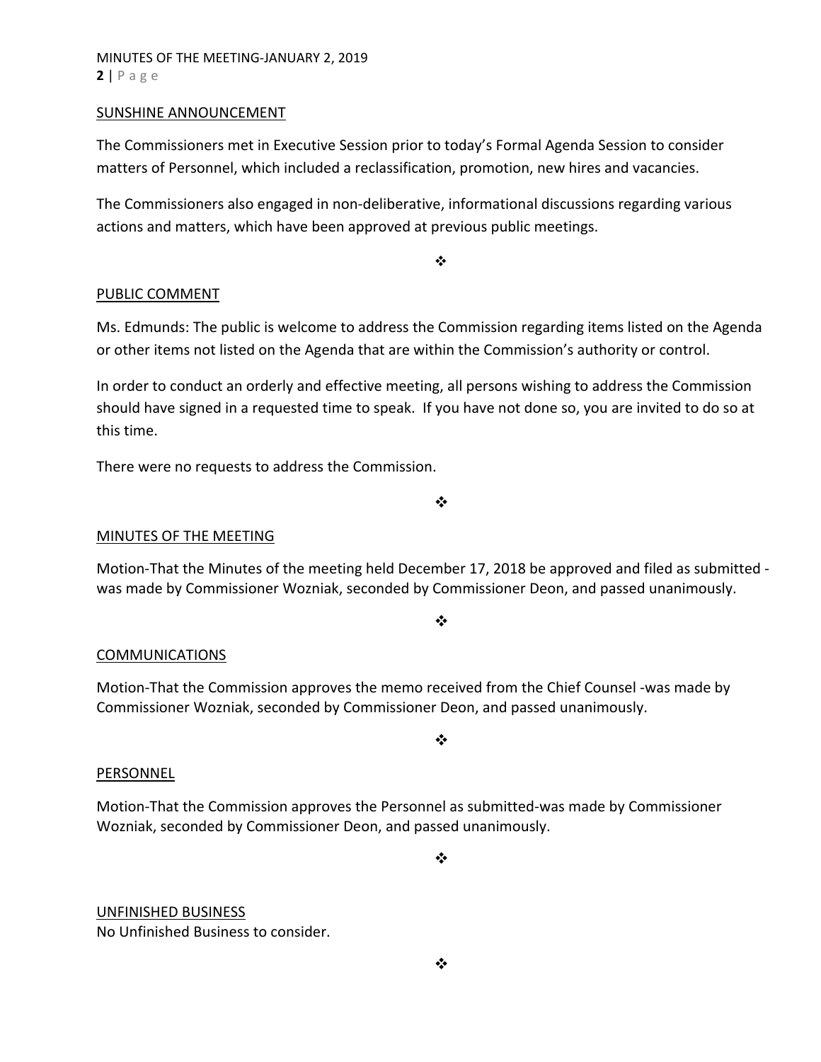## SUNSHINE ANNOUNCEMENT

The Commissioners met in Executive Session prior to today's Formal Agenda Session to consider matters of Personnel, which included a reclassification, promotion, new hires and vacancies.

The Commissioners also engaged in non-deliberative, informational discussions regarding various actions and matters, which have been approved at previous public meetings.

❖

## PUBLIC COMMENT

Ms. Edmunds: The public is welcome to address the Commission regarding items listed on the Agenda or other items not listed on the Agenda that are within the Commission's authority or control.

In order to conduct an orderly and effective meeting, all persons wishing to address the Commission should have signed in a requested time to speak. If you have not done so, you are invited to do so at this time.

There were no requests to address the Commission.

❖

## MINUTES OF THE MEETING

Motion-That the Minutes of the meeting held December 17, 2018 be approved and filed as submitted - was made by Commissioner Wozniak, seconded by Commissioner Deon, and passed unanimously.

❖

## COMMUNICATIONS

Motion-That the Commission approves the memo received from the Chief Counsel -was made by Commissioner Wozniak, seconded by Commissioner Deon, and passed unanimously.

❖

## PERSONNEL

Motion-That the Commission approves the Personnel as submitted-was made by Commissioner Wozniak, seconded by Commissioner Deon, and passed unanimously.

❖

## UNFINISHED BUSINESS

No Unfinished Business to consider.

❖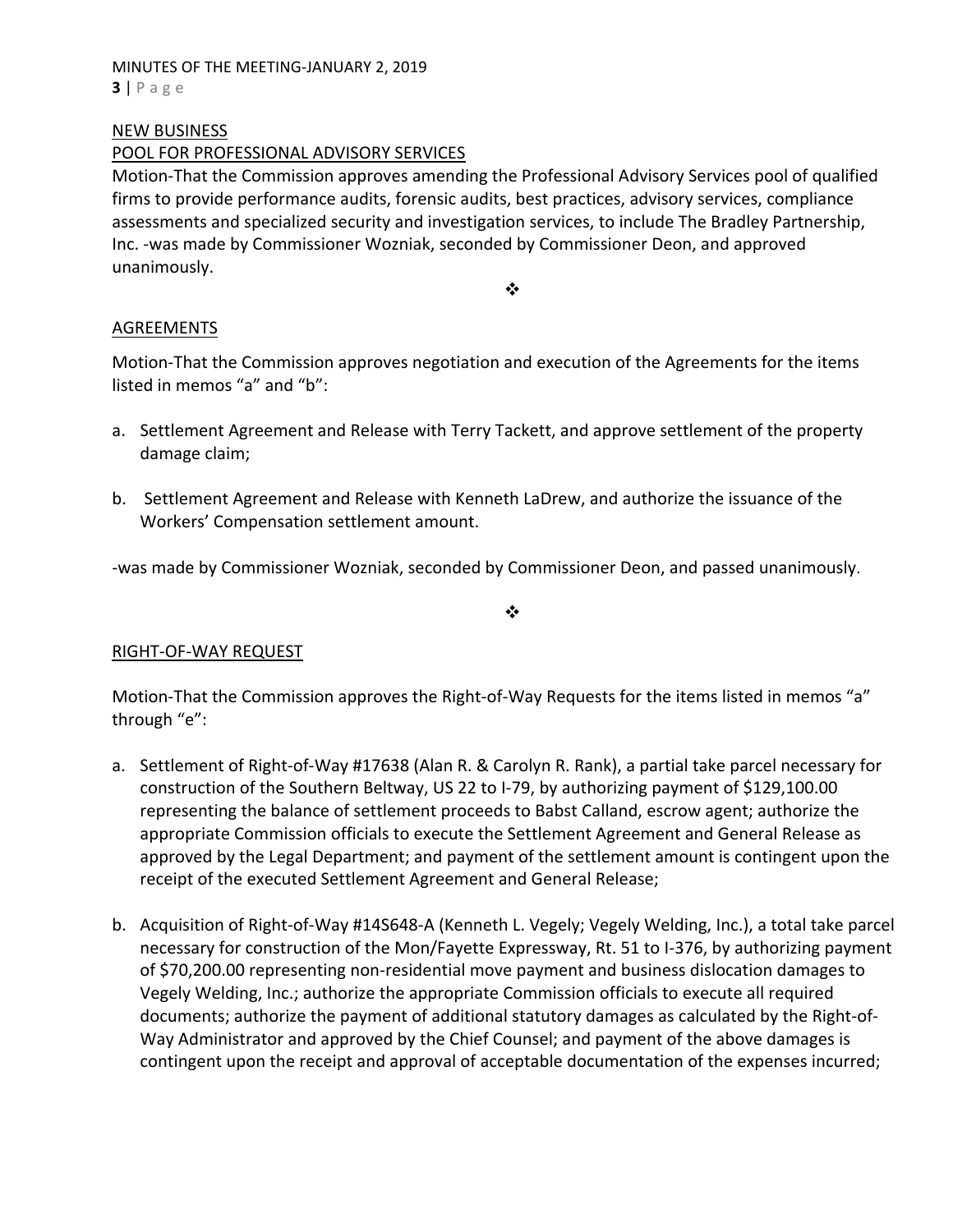## NEW BUSINESS

### POOL FOR PROFESSIONAL ADVISORY SERVICES

Motion-That the Commission approves amending the Professional Advisory Services pool of qualified firms to provide performance audits, forensic audits, best practices, advisory services, compliance assessments and specialized security and investigation services, to include The Bradley Partnership, Inc. -was made by Commissioner Wozniak, seconded by Commissioner Deon, and approved unanimously.

❖

### AGREEMENTS

Motion-That the Commission approves negotiation and execution of the Agreements for the items listed in memos "a" and "b":

a. Settlement Agreement and Release with Terry Tackett, and approve settlement of the property damage claim;

b. Settlement Agreement and Release with Kenneth LaDrew, and authorize the issuance of the Workers' Compensation settlement amount.

-was made by Commissioner Wozniak, seconded by Commissioner Deon, and passed unanimously.

❖

### RIGHT-OF-WAY REQUEST

Motion-That the Commission approves the Right-of-Way Requests for the items listed in memos "a" through "e":

a. Settlement of Right-of-Way #17638 (Alan R. & Carolyn R. Rank), a partial take parcel necessary for construction of the Southern Beltway, US 22 to I-79, by authorizing payment of $129,100.00 representing the balance of settlement proceeds to Babst Calland, escrow agent; authorize the appropriate Commission officials to execute the Settlement Agreement and General Release as approved by the Legal Department; and payment of the settlement amount is contingent upon the receipt of the executed Settlement Agreement and General Release;

b. Acquisition of Right-of-Way #14S648-A (Kenneth L. Vegely; Vegely Welding, Inc.), a total take parcel necessary for construction of the Mon/Fayette Expressway, Rt. 51 to I-376, by authorizing payment of $70,200.00 representing non-residential move payment and business dislocation damages to Vegely Welding, Inc.; authorize the appropriate Commission officials to execute all required documents; authorize the payment of additional statutory damages as calculated by the Right-of-Way Administrator and approved by the Chief Counsel; and payment of the above damages is contingent upon the receipt and approval of acceptable documentation of the expenses incurred;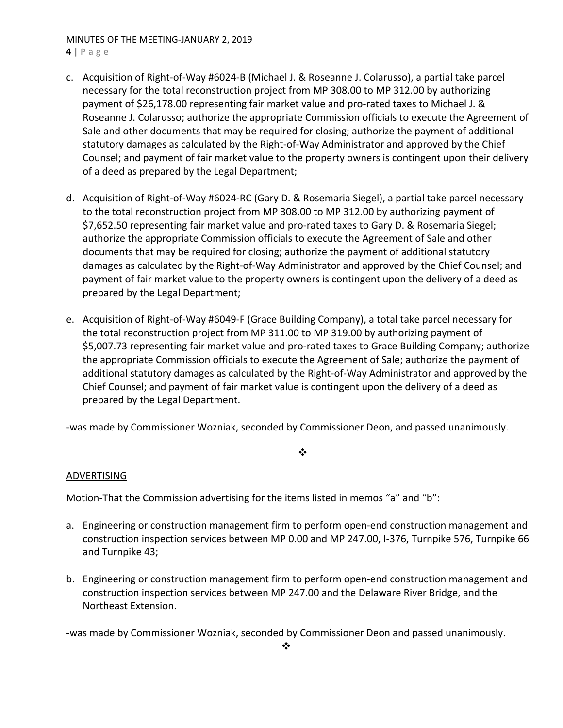c. Acquisition of Right-of-Way #6024-B (Michael J. & Roseanne J. Colarusso), a partial take parcel necessary for the total reconstruction project from MP 308.00 to MP 312.00 by authorizing payment of $26,178.00 representing fair market value and pro-rated taxes to Michael J. & Roseanne J. Colarusso; authorize the appropriate Commission officials to execute the Agreement of Sale and other documents that may be required for closing; authorize the payment of additional statutory damages as calculated by the Right-of-Way Administrator and approved by the Chief Counsel; and payment of fair market value to the property owners is contingent upon their delivery of a deed as prepared by the Legal Department;

d. Acquisition of Right-of-Way #6024-RC (Gary D. & Rosemaria Siegel), a partial take parcel necessary to the total reconstruction project from MP 308.00 to MP 312.00 by authorizing payment of $7,652.50 representing fair market value and pro-rated taxes to Gary D. & Rosemaria Siegel; authorize the appropriate Commission officials to execute the Agreement of Sale and other documents that may be required for closing; authorize the payment of additional statutory damages as calculated by the Right-of-Way Administrator and approved by the Chief Counsel; and payment of fair market value to the property owners is contingent upon the delivery of a deed as prepared by the Legal Department;

e. Acquisition of Right-of-Way #6049-F (Grace Building Company), a total take parcel necessary for the total reconstruction project from MP 311.00 to MP 319.00 by authorizing payment of $5,007.73 representing fair market value and pro-rated taxes to Grace Building Company; authorize the appropriate Commission officials to execute the Agreement of Sale; authorize the payment of additional statutory damages as calculated by the Right-of-Way Administrator and approved by the Chief Counsel; and payment of fair market value is contingent upon the delivery of a deed as prepared by the Legal Department.

-was made by Commissioner Wozniak, seconded by Commissioner Deon, and passed unanimously.

❖

ADVERTISING

Motion-That the Commission advertising for the items listed in memos "a" and "b":

a. Engineering or construction management firm to perform open-end construction management and construction inspection services between MP 0.00 and MP 247.00, I-376, Turnpike 576, Turnpike 66 and Turnpike 43;

b. Engineering or construction management firm to perform open-end construction management and construction inspection services between MP 247.00 and the Delaware River Bridge, and the Northeast Extension.

-was made by Commissioner Wozniak, seconded by Commissioner Deon and passed unanimously.

❖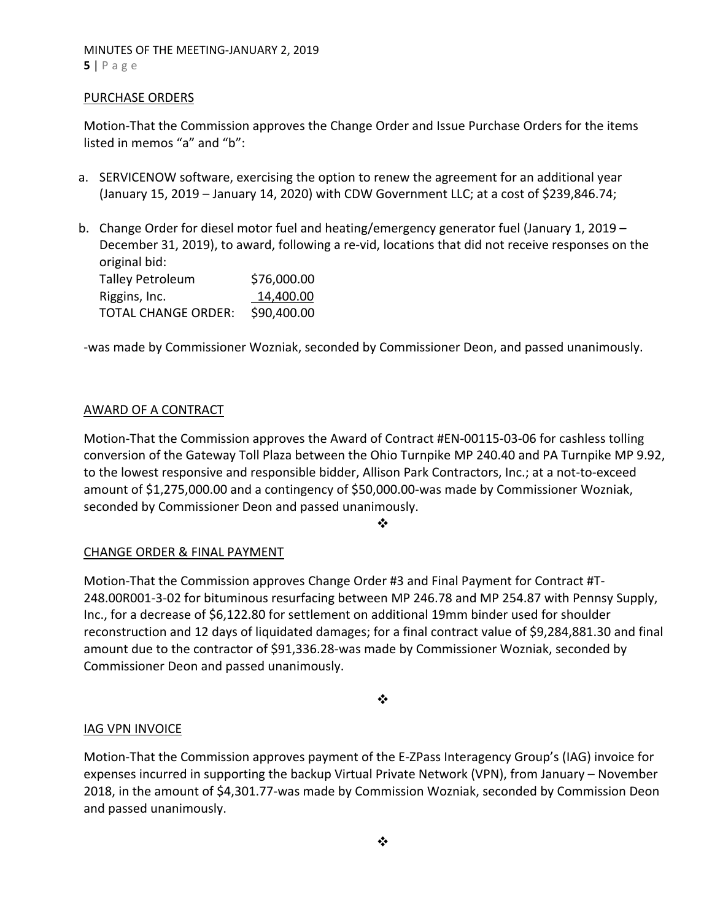PURCHASE ORDERS

Motion-That the Commission approves the Change Order and Issue Purchase Orders for the items listed in memos "a" and "b":

a. SERVICENOW software, exercising the option to renew the agreement for an additional year (January 15, 2019 – January 14, 2020) with CDW Government LLC; at a cost of $239,846.74;

b. Change Order for diesel motor fuel and heating/emergency generator fuel (January 1, 2019 – December 31, 2019), to award, following a re-vid, locations that did not receive responses on the original bid:

| | |
|---|---|
| Talley Petroleum | $76,000.00 |
| Riggins, Inc. | 14,400.00 |
| TOTAL CHANGE ORDER: | $90,400.00 |

-was made by Commissioner Wozniak, seconded by Commissioner Deon, and passed unanimously.

AWARD OF A CONTRACT

Motion-That the Commission approves the Award of Contract #EN-00115-03-06 for cashless tolling conversion of the Gateway Toll Plaza between the Ohio Turnpike MP 240.40 and PA Turnpike MP 9.92, to the lowest responsive and responsible bidder, Allison Park Contractors, Inc.; at a not-to-exceed amount of $1,275,000.00 and a contingency of $50,000.00-was made by Commissioner Wozniak, seconded by Commissioner Deon and passed unanimously.

❖

CHANGE ORDER & FINAL PAYMENT

Motion-That the Commission approves Change Order #3 and Final Payment for Contract #T-248.00R001-3-02 for bituminous resurfacing between MP 246.78 and MP 254.87 with Pennsy Supply, Inc., for a decrease of $6,122.80 for settlement on additional 19mm binder used for shoulder reconstruction and 12 days of liquidated damages; for a final contract value of $9,284,881.30 and final amount due to the contractor of $91,336.28-was made by Commissioner Wozniak, seconded by Commissioner Deon and passed unanimously.

❖

IAG VPN INVOICE

Motion-That the Commission approves payment of the E-ZPass Interagency Group's (IAG) invoice for expenses incurred in supporting the backup Virtual Private Network (VPN), from January – November 2018, in the amount of $4,301.77-was made by Commission Wozniak, seconded by Commission Deon and passed unanimously.

❖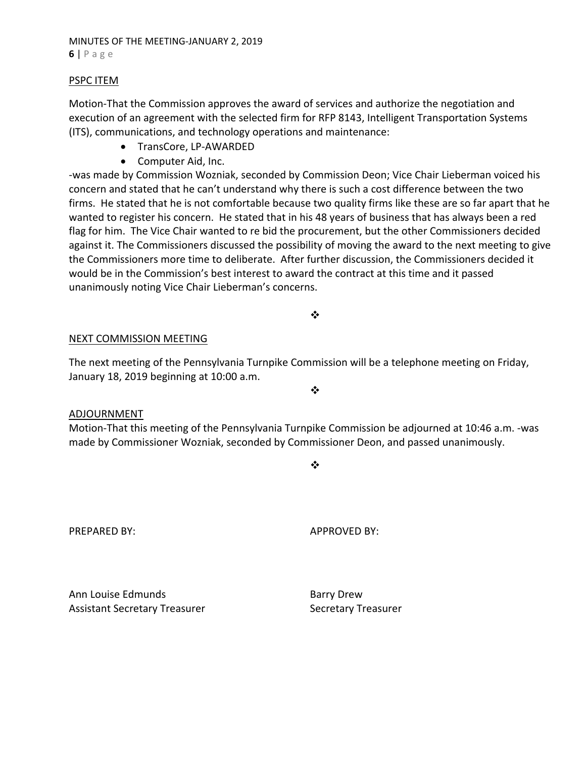PSPC ITEM

Motion-That the Commission approves the award of services and authorize the negotiation and execution of an agreement with the selected firm for RFP 8143, Intelligent Transportation Systems (ITS), communications, and technology operations and maintenance:

- TransCore, LP-AWARDED
- Computer Aid, Inc.

-was made by Commission Wozniak, seconded by Commission Deon; Vice Chair Lieberman voiced his concern and stated that he can't understand why there is such a cost difference between the two firms. He stated that he is not comfortable because two quality firms like these are so far apart that he wanted to register his concern. He stated that in his 48 years of business that has always been a red flag for him. The Vice Chair wanted to re bid the procurement, but the other Commissioners decided against it. The Commissioners discussed the possibility of moving the award to the next meeting to give the Commissioners more time to deliberate. After further discussion, the Commissioners decided it would be in the Commission's best interest to award the contract at this time and it passed unanimously noting Vice Chair Lieberman's concerns.

❖

NEXT COMMISSION MEETING

The next meeting of the Pennsylvania Turnpike Commission will be a telephone meeting on Friday, January 18, 2019 beginning at 10:00 a.m.

❖

ADJOURNMENT

Motion-That this meeting of the Pennsylvania Turnpike Commission be adjourned at 10:46 a.m. -was made by Commissioner Wozniak, seconded by Commissioner Deon, and passed unanimously.

❖

PREPARED BY:

Ann Louise Edmunds
Assistant Secretary Treasurer

APPROVED BY:

Barry Drew
Secretary Treasurer